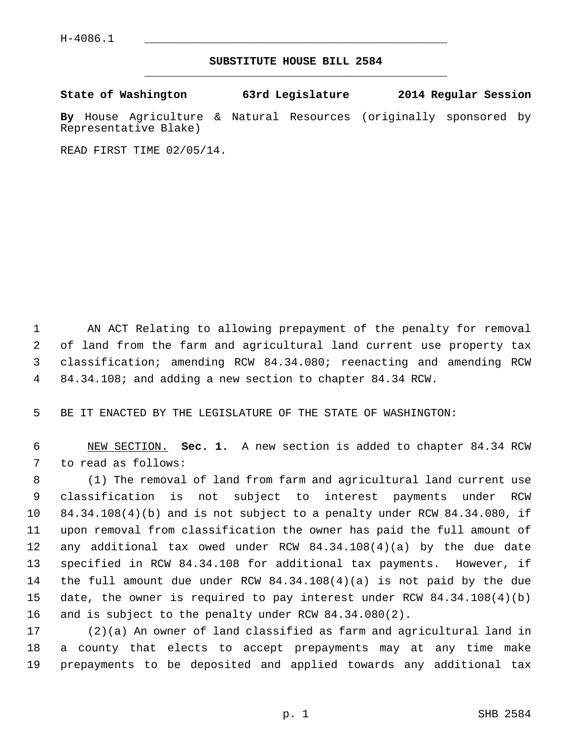H-4086.1

# SUBSTITUTE HOUSE BILL 2584

**State of Washington 63rd Legislature 2014 Regular Session**

**By** House Agriculture & Natural Resources (originally sponsored by Representative Blake)

READ FIRST TIME 02/05/14.

AN ACT Relating to allowing prepayment of the penalty for removal of land from the farm and agricultural land current use property tax classification; amending RCW 84.34.080; reenacting and amending RCW 84.34.108; and adding a new section to chapter 84.34 RCW.

BE IT ENACTED BY THE LEGISLATURE OF THE STATE OF WASHINGTON:

NEW SECTION. **Sec. 1.** A new section is added to chapter 84.34 RCW to read as follows:

(1) The removal of land from farm and agricultural land current use classification is not subject to interest payments under RCW 84.34.108(4)(b) and is not subject to a penalty under RCW 84.34.080, if upon removal from classification the owner has paid the full amount of any additional tax owed under RCW 84.34.108(4)(a) by the due date specified in RCW 84.34.108 for additional tax payments. However, if the full amount due under RCW 84.34.108(4)(a) is not paid by the due date, the owner is required to pay interest under RCW 84.34.108(4)(b) and is subject to the penalty under RCW 84.34.080(2).

(2)(a) An owner of land classified as farm and agricultural land in a county that elects to accept prepayments may at any time make prepayments to be deposited and applied towards any additional tax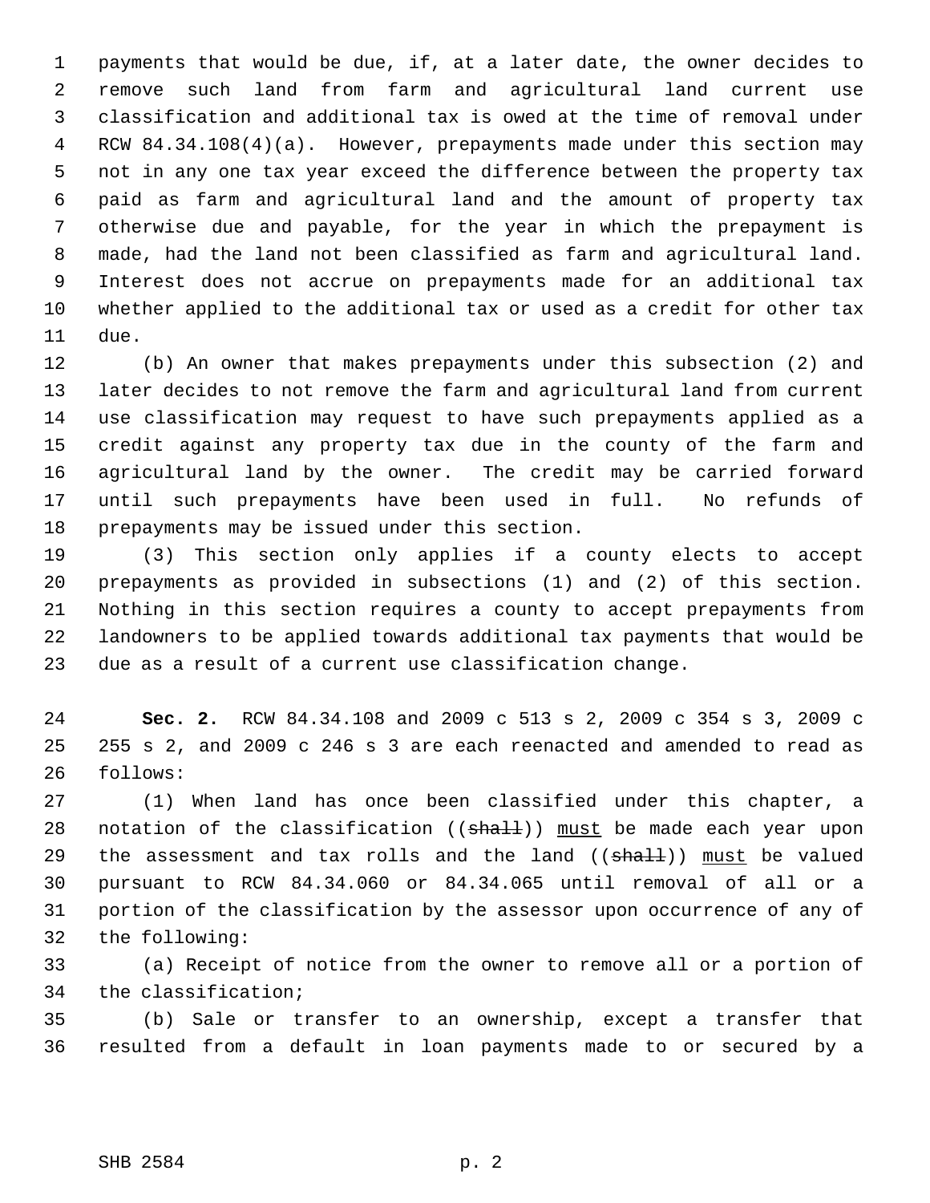payments that would be due, if, at a later date, the owner decides to remove such land from farm and agricultural land current use classification and additional tax is owed at the time of removal under RCW 84.34.108(4)(a). However, prepayments made under this section may not in any one tax year exceed the difference between the property tax paid as farm and agricultural land and the amount of property tax otherwise due and payable, for the year in which the prepayment is made, had the land not been classified as farm and agricultural land. Interest does not accrue on prepayments made for an additional tax whether applied to the additional tax or used as a credit for other tax due.

(b) An owner that makes prepayments under this subsection (2) and later decides to not remove the farm and agricultural land from current use classification may request to have such prepayments applied as a credit against any property tax due in the county of the farm and agricultural land by the owner. The credit may be carried forward until such prepayments have been used in full. No refunds of prepayments may be issued under this section.

(3) This section only applies if a county elects to accept prepayments as provided in subsections (1) and (2) of this section. Nothing in this section requires a county to accept prepayments from landowners to be applied towards additional tax payments that would be due as a result of a current use classification change.

**Sec. 2.** RCW 84.34.108 and 2009 c 513 s 2, 2009 c 354 s 3, 2009 c 255 s 2, and 2009 c 246 s 3 are each reenacted and amended to read as follows:

(1) When land has once been classified under this chapter, a notation of the classification ((~~shall~~)) <u>must</u> be made each year upon the assessment and tax rolls and the land ((~~shall~~)) <u>must</u> be valued pursuant to RCW 84.34.060 or 84.34.065 until removal of all or a portion of the classification by the assessor upon occurrence of any of the following:

(a) Receipt of notice from the owner to remove all or a portion of the classification;

(b) Sale or transfer to an ownership, except a transfer that resulted from a default in loan payments made to or secured by a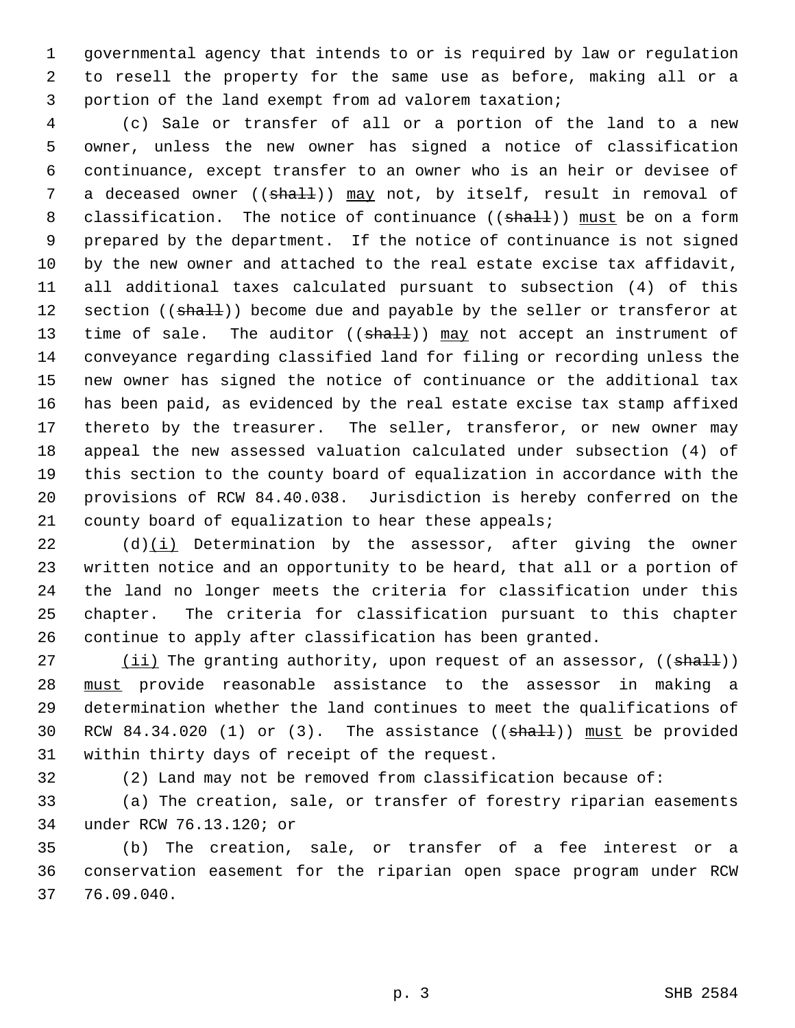governmental agency that intends to or is required by law or regulation to resell the property for the same use as before, making all or a portion of the land exempt from ad valorem taxation;

(c) Sale or transfer of all or a portion of the land to a new owner, unless the new owner has signed a notice of classification continuance, except transfer to an owner who is an heir or devisee of a deceased owner ((~~shall~~)) <u>may</u> not, by itself, result in removal of classification. The notice of continuance ((~~shall~~)) <u>must</u> be on a form prepared by the department. If the notice of continuance is not signed by the new owner and attached to the real estate excise tax affidavit, all additional taxes calculated pursuant to subsection (4) of this section ((~~shall~~)) become due and payable by the seller or transferor at time of sale. The auditor ((~~shall~~)) <u>may</u> not accept an instrument of conveyance regarding classified land for filing or recording unless the new owner has signed the notice of continuance or the additional tax has been paid, as evidenced by the real estate excise tax stamp affixed thereto by the treasurer. The seller, transferor, or new owner may appeal the new assessed valuation calculated under subsection (4) of this section to the county board of equalization in accordance with the provisions of RCW 84.40.038. Jurisdiction is hereby conferred on the county board of equalization to hear these appeals;

(d)<u>(i)</u> Determination by the assessor, after giving the owner written notice and an opportunity to be heard, that all or a portion of the land no longer meets the criteria for classification under this chapter. The criteria for classification pursuant to this chapter continue to apply after classification has been granted.

<u>(ii)</u> The granting authority, upon request of an assessor, ((~~shall~~)) <u>must</u> provide reasonable assistance to the assessor in making a determination whether the land continues to meet the qualifications of RCW 84.34.020 (1) or (3). The assistance ((~~shall~~)) <u>must</u> be provided within thirty days of receipt of the request.

(2) Land may not be removed from classification because of:

(a) The creation, sale, or transfer of forestry riparian easements under RCW 76.13.120; or

(b) The creation, sale, or transfer of a fee interest or a conservation easement for the riparian open space program under RCW 76.09.040.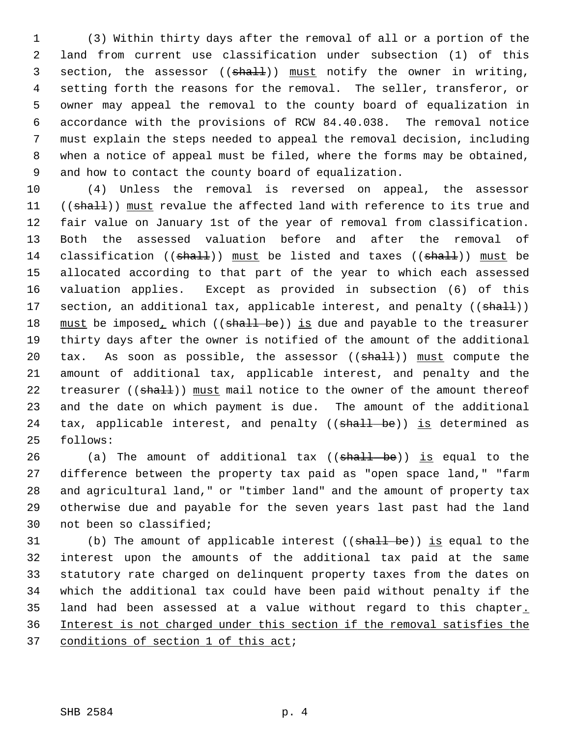(3) Within thirty days after the removal of all or a portion of the land from current use classification under subsection (1) of this section, the assessor ((~~shall~~)) <u>must</u> notify the owner in writing, setting forth the reasons for the removal. The seller, transferor, or owner may appeal the removal to the county board of equalization in accordance with the provisions of RCW 84.40.038. The removal notice must explain the steps needed to appeal the removal decision, including when a notice of appeal must be filed, where the forms may be obtained, and how to contact the county board of equalization.

(4) Unless the removal is reversed on appeal, the assessor ((~~shall~~)) <u>must</u> revalue the affected land with reference to its true and fair value on January 1st of the year of removal from classification. Both the assessed valuation before and after the removal of classification ((~~shall~~)) <u>must</u> be listed and taxes ((~~shall~~)) <u>must</u> be allocated according to that part of the year to which each assessed valuation applies. Except as provided in subsection (6) of this section, an additional tax, applicable interest, and penalty ((~~shall~~)) <u>must</u> be imposed<u>,</u> which ((~~shall be~~)) <u>is</u> due and payable to the treasurer thirty days after the owner is notified of the amount of the additional tax. As soon as possible, the assessor ((~~shall~~)) <u>must</u> compute the amount of additional tax, applicable interest, and penalty and the treasurer ((~~shall~~)) <u>must</u> mail notice to the owner of the amount thereof and the date on which payment is due. The amount of the additional tax, applicable interest, and penalty ((~~shall be~~)) <u>is</u> determined as follows:

(a) The amount of additional tax ((~~shall be~~)) <u>is</u> equal to the difference between the property tax paid as "open space land," "farm and agricultural land," or "timber land" and the amount of property tax otherwise due and payable for the seven years last past had the land not been so classified;

(b) The amount of applicable interest ((~~shall be~~)) <u>is</u> equal to the interest upon the amounts of the additional tax paid at the same statutory rate charged on delinquent property taxes from the dates on which the additional tax could have been paid without penalty if the land had been assessed at a value without regard to this chapter<u>. Interest is not charged under this section if the removal satisfies the conditions of section 1 of this act</u>;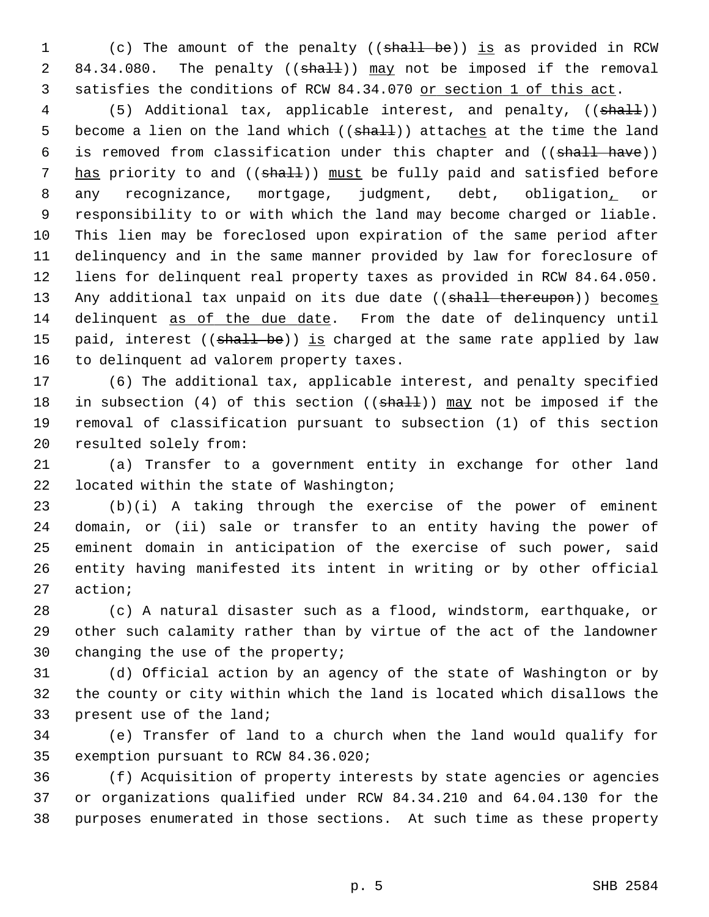(c) The amount of the penalty ((~~shall be~~)) <u>is</u> as provided in RCW 84.34.080. The penalty ((~~shall~~)) <u>may</u> not be imposed if the removal satisfies the conditions of RCW 84.34.070 <u>or section 1 of this act</u>.

(5) Additional tax, applicable interest, and penalty, ((~~shall~~)) become a lien on the land which ((~~shall~~)) attach<u>es</u> at the time the land is removed from classification under this chapter and ((~~shall have~~)) <u>has</u> priority to and ((~~shall~~)) <u>must</u> be fully paid and satisfied before any recognizance, mortgage, judgment, debt, obligation<u>,</u> or responsibility to or with which the land may become charged or liable. This lien may be foreclosed upon expiration of the same period after delinquency and in the same manner provided by law for foreclosure of liens for delinquent real property taxes as provided in RCW 84.64.050. Any additional tax unpaid on its due date ((~~shall thereupon~~)) become<u>s</u> delinquent <u>as of the due date</u>. From the date of delinquency until paid, interest ((~~shall be~~)) <u>is</u> charged at the same rate applied by law to delinquent ad valorem property taxes.

(6) The additional tax, applicable interest, and penalty specified in subsection (4) of this section ((~~shall~~)) <u>may</u> not be imposed if the removal of classification pursuant to subsection (1) of this section resulted solely from:

(a) Transfer to a government entity in exchange for other land located within the state of Washington;

(b)(i) A taking through the exercise of the power of eminent domain, or (ii) sale or transfer to an entity having the power of eminent domain in anticipation of the exercise of such power, said entity having manifested its intent in writing or by other official action;

(c) A natural disaster such as a flood, windstorm, earthquake, or other such calamity rather than by virtue of the act of the landowner changing the use of the property;

(d) Official action by an agency of the state of Washington or by the county or city within which the land is located which disallows the present use of the land;

(e) Transfer of land to a church when the land would qualify for exemption pursuant to RCW 84.36.020;

(f) Acquisition of property interests by state agencies or agencies or organizations qualified under RCW 84.34.210 and 64.04.130 for the purposes enumerated in those sections. At such time as these property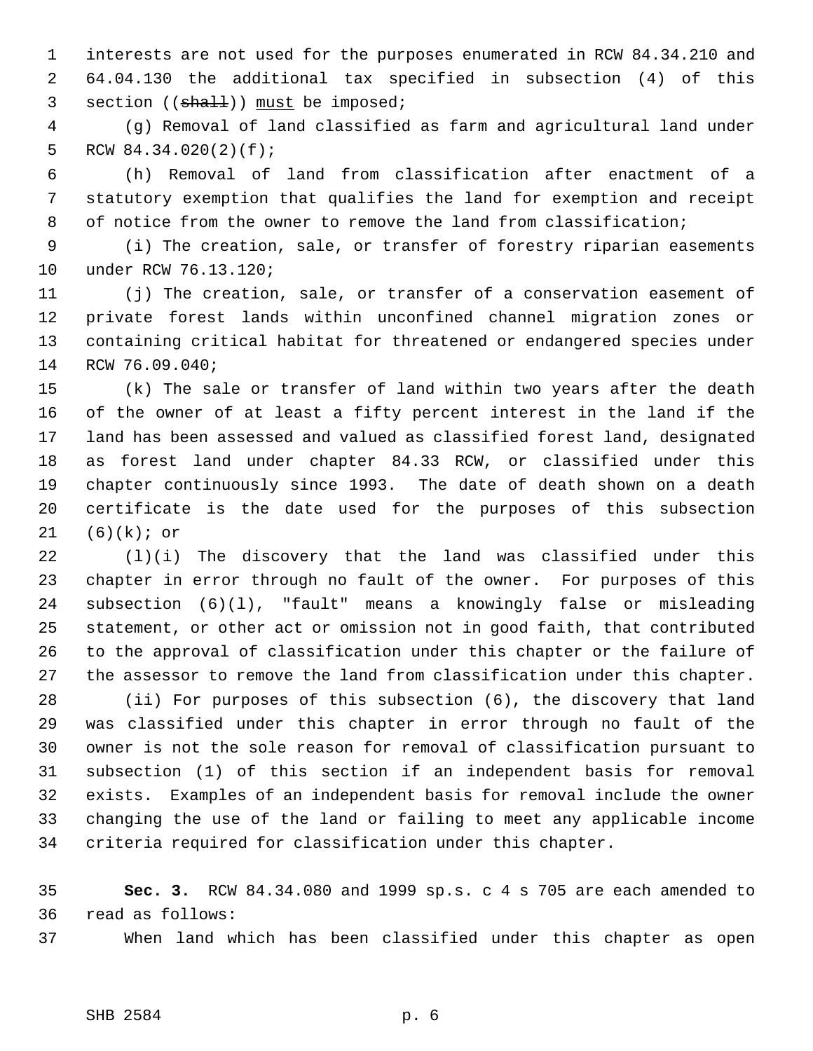interests are not used for the purposes enumerated in RCW 84.34.210 and 64.04.130 the additional tax specified in subsection (4) of this section ((~~shall~~)) <u>must</u> be imposed;

(g) Removal of land classified as farm and agricultural land under RCW 84.34.020(2)(f);

(h) Removal of land from classification after enactment of a statutory exemption that qualifies the land for exemption and receipt of notice from the owner to remove the land from classification;

(i) The creation, sale, or transfer of forestry riparian easements under RCW 76.13.120;

(j) The creation, sale, or transfer of a conservation easement of private forest lands within unconfined channel migration zones or containing critical habitat for threatened or endangered species under RCW 76.09.040;

(k) The sale or transfer of land within two years after the death of the owner of at least a fifty percent interest in the land if the land has been assessed and valued as classified forest land, designated as forest land under chapter 84.33 RCW, or classified under this chapter continuously since 1993. The date of death shown on a death certificate is the date used for the purposes of this subsection (6)(k); or

(l)(i) The discovery that the land was classified under this chapter in error through no fault of the owner. For purposes of this subsection (6)(l), "fault" means a knowingly false or misleading statement, or other act or omission not in good faith, that contributed to the approval of classification under this chapter or the failure of the assessor to remove the land from classification under this chapter.

(ii) For purposes of this subsection (6), the discovery that land was classified under this chapter in error through no fault of the owner is not the sole reason for removal of classification pursuant to subsection (1) of this section if an independent basis for removal exists. Examples of an independent basis for removal include the owner changing the use of the land or failing to meet any applicable income criteria required for classification under this chapter.

**Sec. 3.** RCW 84.34.080 and 1999 sp.s. c 4 s 705 are each amended to read as follows:

When land which has been classified under this chapter as open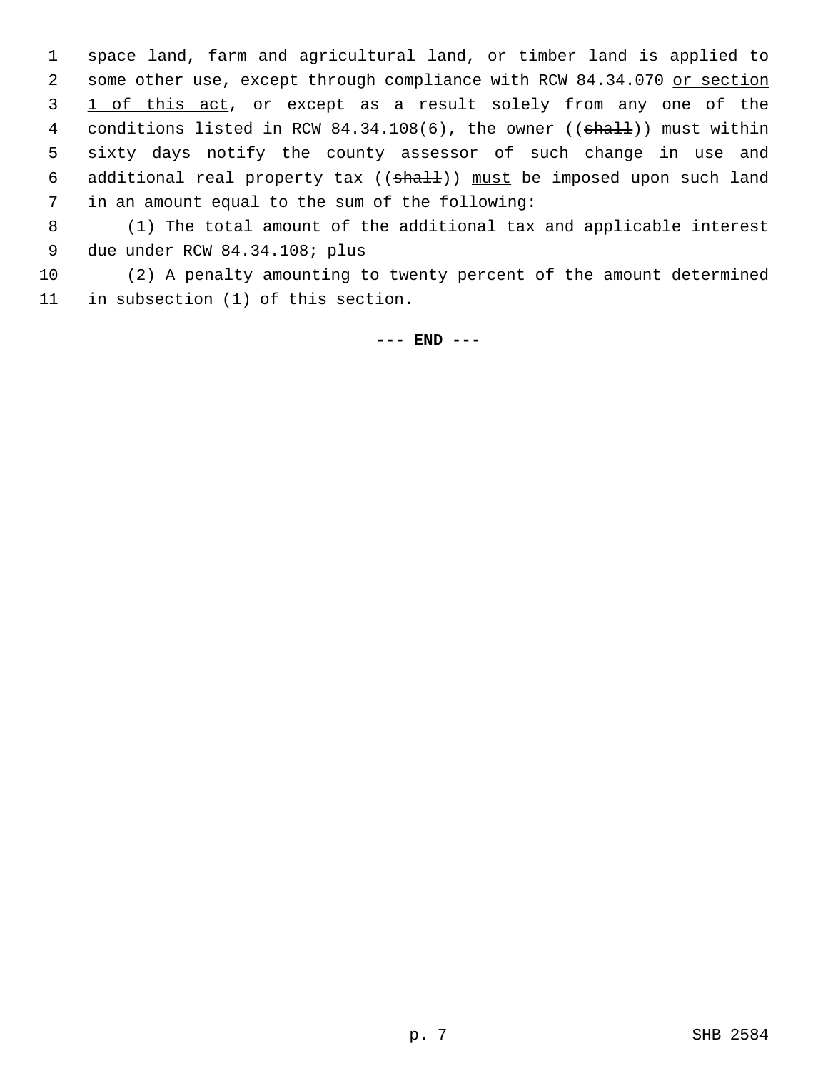space land, farm and agricultural land, or timber land is applied to some other use, except through compliance with RCW 84.34.070 <u>or section 1 of this act</u>, or except as a result solely from any one of the conditions listed in RCW 84.34.108(6), the owner ((~~shall~~)) <u>must</u> within sixty days notify the county assessor of such change in use and additional real property tax ((~~shall~~)) <u>must</u> be imposed upon such land in an amount equal to the sum of the following:

(1) The total amount of the additional tax and applicable interest due under RCW 84.34.108; plus

(2) A penalty amounting to twenty percent of the amount determined in subsection (1) of this section.

**--- END ---**